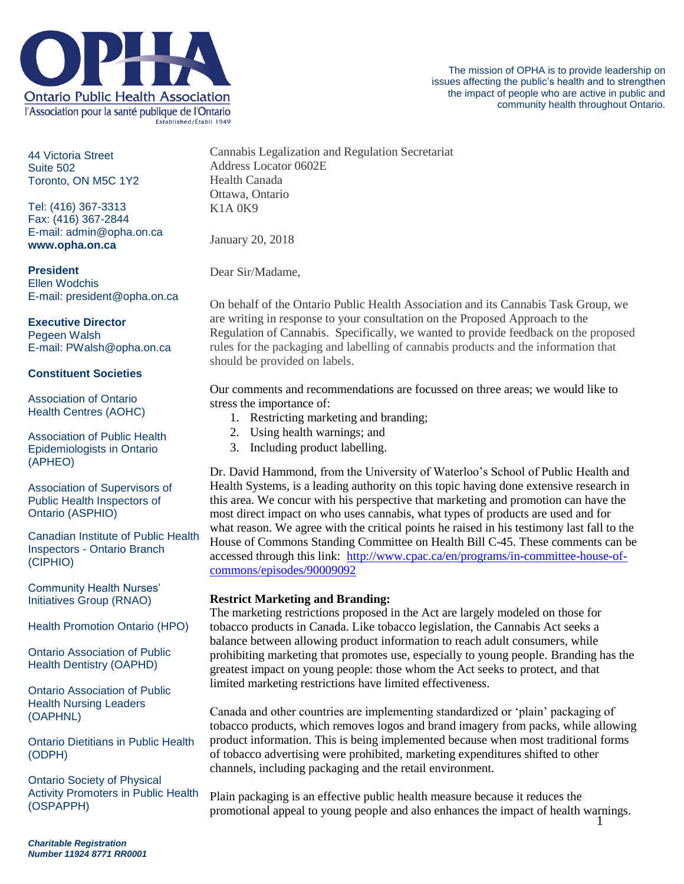**Ontario Public Health Association**
l'Association pour la santé publique de l'Ontario
Established/Établi 1949

The mission of OPHA is to provide leadership on issues affecting the public's health and to strengthen the impact of people who are active in public and community health throughout Ontario.

44 Victoria Street
Suite 502
Toronto, ON M5C 1Y2

Tel: (416) 367-3313
Fax: (416) 367-2844
E-mail: admin@opha.on.ca
**www.opha.on.ca**

**President**
Ellen Wodchis
E-mail: president@opha.on.ca

**Executive Director**
Pegeen Walsh
E-mail: PWalsh@opha.on.ca

**Constituent Societies**

Association of Ontario Health Centres (AOHC)

Association of Public Health Epidemiologists in Ontario (APHEO)

Association of Supervisors of Public Health Inspectors of Ontario (ASPHIO)

Canadian Institute of Public Health Inspectors - Ontario Branch (CIPHIO)

Community Health Nurses' Initiatives Group (RNAO)

Health Promotion Ontario (HPO)

Ontario Association of Public Health Dentistry (OAPHD)

Ontario Association of Public Health Nursing Leaders (OAPHNL)

Ontario Dietitians in Public Health (ODPH)

Ontario Society of Physical Activity Promoters in Public Health (OSPAPPH)

***Charitable Registration Number 11924 8771 RR0001***

Cannabis Legalization and Regulation Secretariat
Address Locator 0602E
Health Canada
Ottawa, Ontario
K1A 0K9

January 20, 2018

Dear Sir/Madame,

On behalf of the Ontario Public Health Association and its Cannabis Task Group, we are writing in response to your consultation on the Proposed Approach to the Regulation of Cannabis. Specifically, we wanted to provide feedback on the proposed rules for the packaging and labelling of cannabis products and the information that should be provided on labels.

Our comments and recommendations are focussed on three areas; we would like to stress the importance of:

1. Restricting marketing and branding;
2. Using health warnings; and
3. Including product labelling.

Dr. David Hammond, from the University of Waterloo's School of Public Health and Health Systems, is a leading authority on this topic having done extensive research in this area. We concur with his perspective that marketing and promotion can have the most direct impact on who uses cannabis, what types of products are used and for what reason. We agree with the critical points he raised in his testimony last fall to the House of Commons Standing Committee on Health Bill C-45. These comments can be accessed through this link: [http://www.cpac.ca/en/programs/in-committee-house-of-commons/episodes/90009092](http://www.cpac.ca/en/programs/in-committee-house-of-commons/episodes/90009092)

**Restrict Marketing and Branding:**

The marketing restrictions proposed in the Act are largely modeled on those for tobacco products in Canada. Like tobacco legislation, the Cannabis Act seeks a balance between allowing product information to reach adult consumers, while prohibiting marketing that promotes use, especially to young people. Branding has the greatest impact on young people: those whom the Act seeks to protect, and that limited marketing restrictions have limited effectiveness.

Canada and other countries are implementing standardized or 'plain' packaging of tobacco products, which removes logos and brand imagery from packs, while allowing product information. This is being implemented because when most traditional forms of tobacco advertising were prohibited, marketing expenditures shifted to other channels, including packaging and the retail environment.

Plain packaging is an effective public health measure because it reduces the promotional appeal to young people and also enhances the impact of health warnings.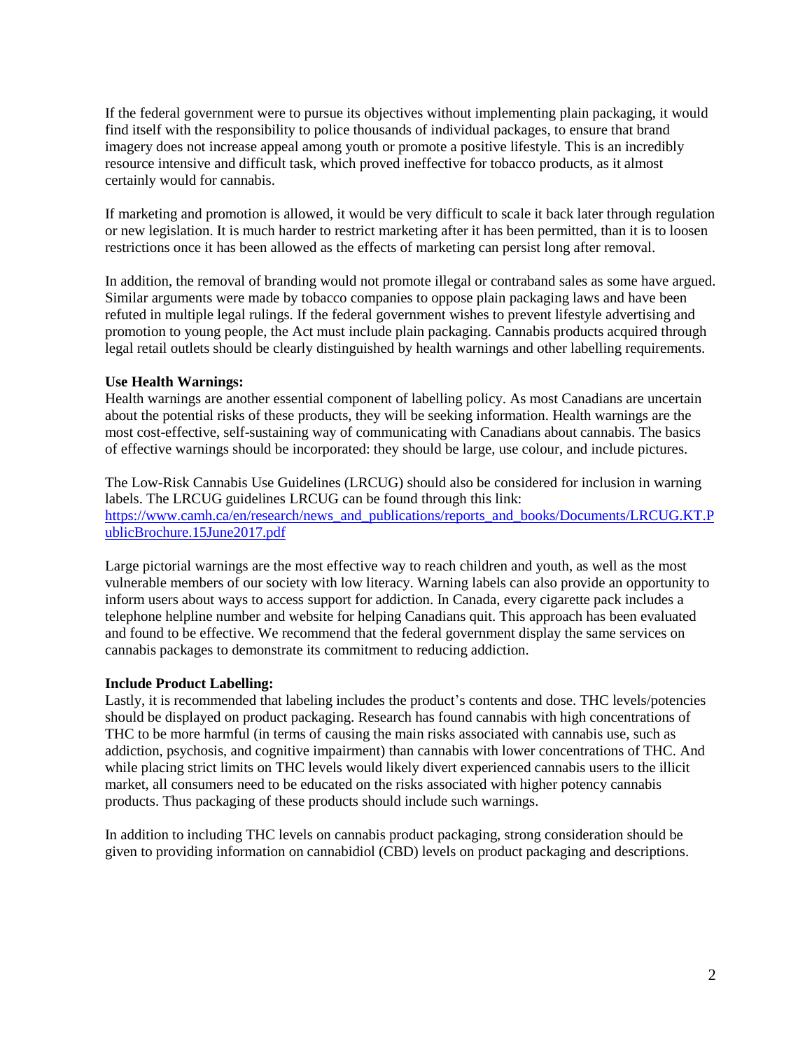If the federal government were to pursue its objectives without implementing plain packaging, it would find itself with the responsibility to police thousands of individual packages, to ensure that brand imagery does not increase appeal among youth or promote a positive lifestyle. This is an incredibly resource intensive and difficult task, which proved ineffective for tobacco products, as it almost certainly would for cannabis.

If marketing and promotion is allowed, it would be very difficult to scale it back later through regulation or new legislation. It is much harder to restrict marketing after it has been permitted, than it is to loosen restrictions once it has been allowed as the effects of marketing can persist long after removal.

In addition, the removal of branding would not promote illegal or contraband sales as some have argued. Similar arguments were made by tobacco companies to oppose plain packaging laws and have been refuted in multiple legal rulings. If the federal government wishes to prevent lifestyle advertising and promotion to young people, the Act must include plain packaging. Cannabis products acquired through legal retail outlets should be clearly distinguished by health warnings and other labelling requirements.

**Use Health Warnings:**
Health warnings are another essential component of labelling policy. As most Canadians are uncertain about the potential risks of these products, they will be seeking information. Health warnings are the most cost-effective, self-sustaining way of communicating with Canadians about cannabis. The basics of effective warnings should be incorporated: they should be large, use colour, and include pictures.

The Low-Risk Cannabis Use Guidelines (LRCUG) should also be considered for inclusion in warning labels. The LRCUG guidelines LRCUG can be found through this link: [https://www.camh.ca/en/research/news_and_publications/reports_and_books/Documents/LRCUG.KT.PublicBrochure.15June2017.pdf](https://www.camh.ca/en/research/news_and_publications/reports_and_books/Documents/LRCUG.KT.PublicBrochure.15June2017.pdf)

Large pictorial warnings are the most effective way to reach children and youth, as well as the most vulnerable members of our society with low literacy. Warning labels can also provide an opportunity to inform users about ways to access support for addiction. In Canada, every cigarette pack includes a telephone helpline number and website for helping Canadians quit. This approach has been evaluated and found to be effective. We recommend that the federal government display the same services on cannabis packages to demonstrate its commitment to reducing addiction.

**Include Product Labelling:**
Lastly, it is recommended that labeling includes the product's contents and dose. THC levels/potencies should be displayed on product packaging. Research has found cannabis with high concentrations of THC to be more harmful (in terms of causing the main risks associated with cannabis use, such as addiction, psychosis, and cognitive impairment) than cannabis with lower concentrations of THC. And while placing strict limits on THC levels would likely divert experienced cannabis users to the illicit market, all consumers need to be educated on the risks associated with higher potency cannabis products. Thus packaging of these products should include such warnings.

In addition to including THC levels on cannabis product packaging, strong consideration should be given to providing information on cannabidiol (CBD) levels on product packaging and descriptions.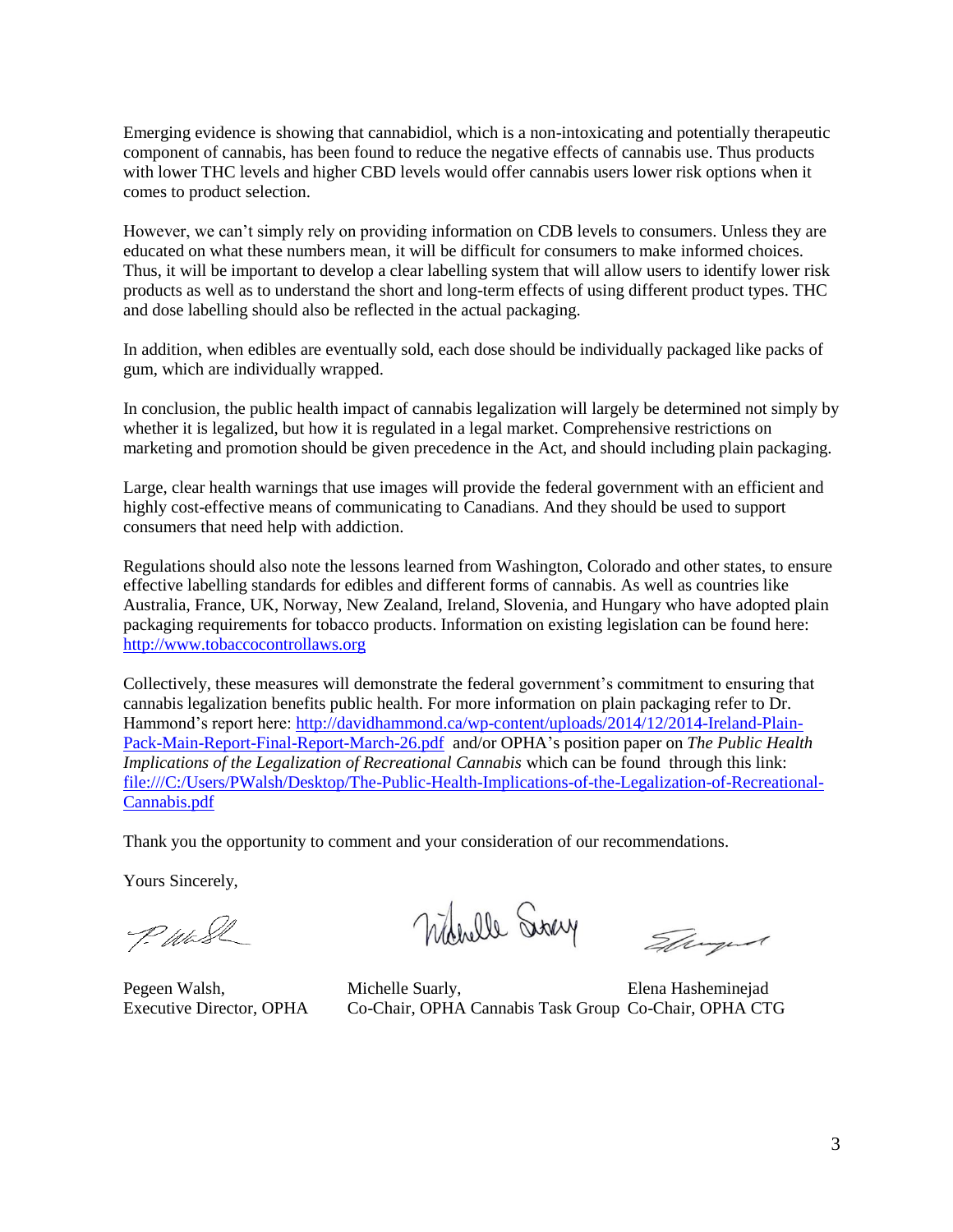Emerging evidence is showing that cannabidiol, which is a non-intoxicating and potentially therapeutic component of cannabis, has been found to reduce the negative effects of cannabis use. Thus products with lower THC levels and higher CBD levels would offer cannabis users lower risk options when it comes to product selection.

However, we can't simply rely on providing information on CDB levels to consumers. Unless they are educated on what these numbers mean, it will be difficult for consumers to make informed choices. Thus, it will be important to develop a clear labelling system that will allow users to identify lower risk products as well as to understand the short and long-term effects of using different product types. THC and dose labelling should also be reflected in the actual packaging.

In addition, when edibles are eventually sold, each dose should be individually packaged like packs of gum, which are individually wrapped.

In conclusion, the public health impact of cannabis legalization will largely be determined not simply by whether it is legalized, but how it is regulated in a legal market. Comprehensive restrictions on marketing and promotion should be given precedence in the Act, and should including plain packaging.

Large, clear health warnings that use images will provide the federal government with an efficient and highly cost-effective means of communicating to Canadians. And they should be used to support consumers that need help with addiction.

Regulations should also note the lessons learned from Washington, Colorado and other states, to ensure effective labelling standards for edibles and different forms of cannabis. As well as countries like Australia, France, UK, Norway, New Zealand, Ireland, Slovenia, and Hungary who have adopted plain packaging requirements for tobacco products. Information on existing legislation can be found here: [http://www.tobaccocontrollaws.org](http://www.tobaccocontrollaws.org)

Collectively, these measures will demonstrate the federal government's commitment to ensuring that cannabis legalization benefits public health. For more information on plain packaging refer to Dr. Hammond's report here: [http://davidhammond.ca/wp-content/uploads/2014/12/2014-Ireland-Plain-Pack-Main-Report-Final-Report-March-26.pdf](http://davidhammond.ca/wp-content/uploads/2014/12/2014-Ireland-Plain-Pack-Main-Report-Final-Report-March-26.pdf) and/or OPHA's position paper on *The Public Health Implications of the Legalization of Recreational Cannabis* which can be found through this link: [file:///C:/Users/PWalsh/Desktop/The-Public-Health-Implications-of-the-Legalization-of-Recreational-Cannabis.pdf](file:///C:/Users/PWalsh/Desktop/The-Public-Health-Implications-of-the-Legalization-of-Recreational-Cannabis.pdf)

Thank you the opportunity to comment and your consideration of our recommendations.

Yours Sincerely,

| Pegeen Walsh, | Michelle Suarly, | Elena Hasheminejad |
|---|---|---|
| Executive Director, OPHA | Co-Chair, OPHA Cannabis Task Group | Co-Chair, OPHA CTG |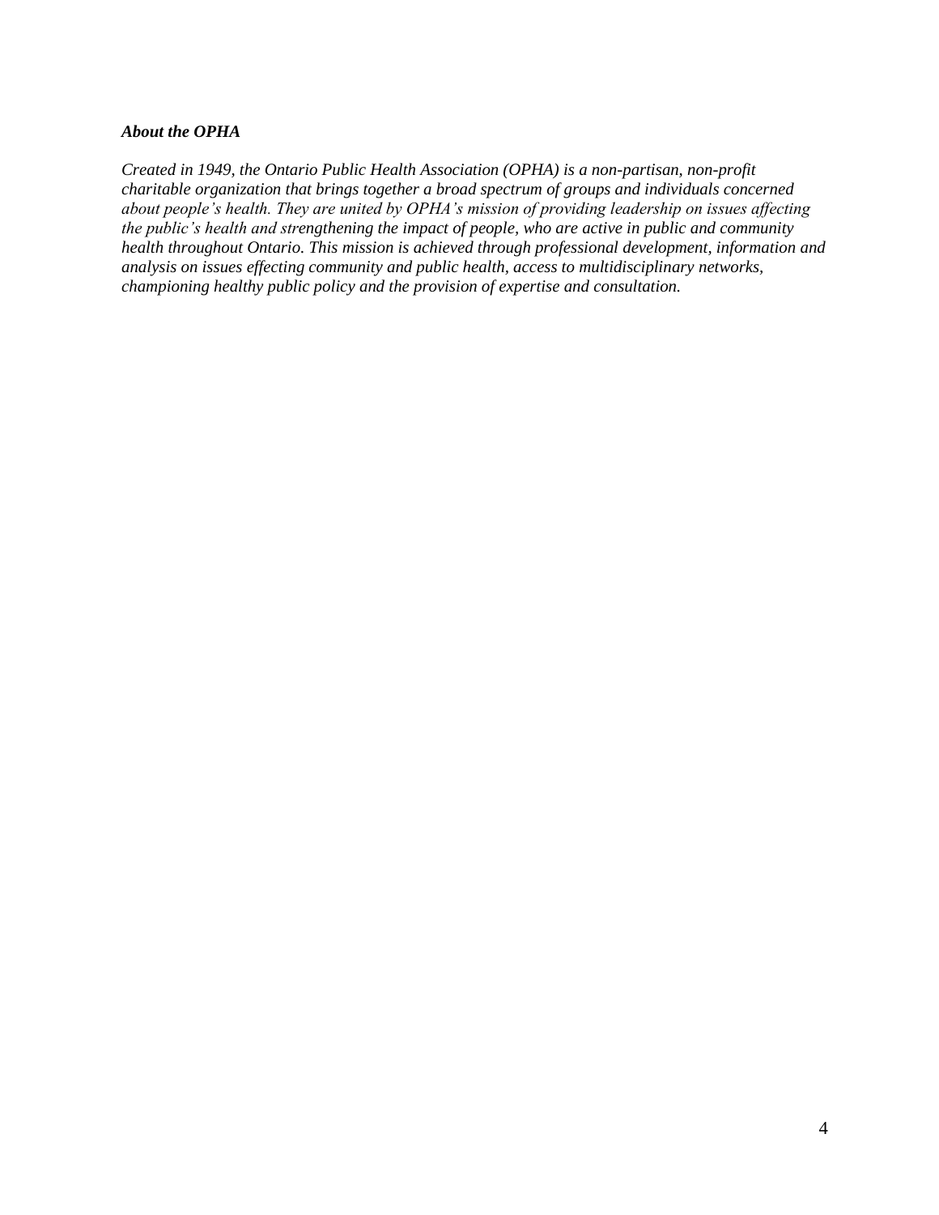***About the OPHA***

*Created in 1949, the Ontario Public Health Association (OPHA) is a non-partisan, non-profit charitable organization that brings together a broad spectrum of groups and individuals concerned about people's health. They are united by OPHA's mission of providing leadership on issues affecting the public's health and strengthening the impact of people, who are active in public and community health throughout Ontario. This mission is achieved through professional development, information and analysis on issues effecting community and public health, access to multidisciplinary networks, championing healthy public policy and the provision of expertise and consultation.*